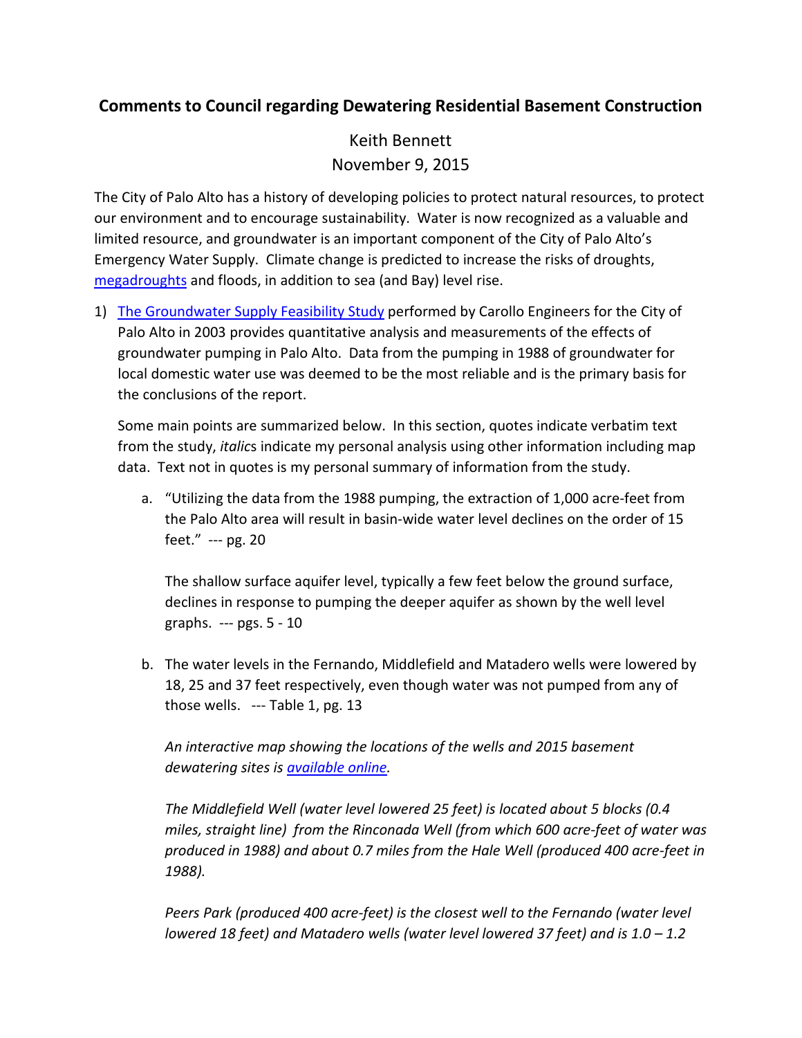## **Comments to Council regarding Dewatering Residential Basement Construction**

Keith Bennett
November 9, 2015

The City of Palo Alto has a history of developing policies to protect natural resources, to protect our environment and to encourage sustainability. Water is now recognized as a valuable and limited resource, and groundwater is an important component of the City of Palo Alto's Emergency Water Supply. Climate change is predicted to increase the risks of droughts, megadroughts and floods, in addition to sea (and Bay) level rise.

1) The Groundwater Supply Feasibility Study performed by Carollo Engineers for the City of Palo Alto in 2003 provides quantitative analysis and measurements of the effects of groundwater pumping in Palo Alto. Data from the pumping in 1988 of groundwater for local domestic water use was deemed to be the most reliable and is the primary basis for the conclusions of the report.

   Some main points are summarized below. In this section, quotes indicate verbatim text from the study, *italic*s indicate my personal analysis using other information including map data. Text not in quotes is my personal summary of information from the study.

   a. "Utilizing the data from the 1988 pumping, the extraction of 1,000 acre-feet from the Palo Alto area will result in basin-wide water level declines on the order of 15 feet." --- pg. 20

      The shallow surface aquifer level, typically a few feet below the ground surface, declines in response to pumping the deeper aquifer as shown by the well level graphs. --- pgs. 5 - 10

   b. The water levels in the Fernando, Middlefield and Matadero wells were lowered by 18, 25 and 37 feet respectively, even though water was not pumped from any of those wells. --- Table 1, pg. 13

      *An interactive map showing the locations of the wells and 2015 basement dewatering sites is available online.*

      *The Middlefield Well (water level lowered 25 feet) is located about 5 blocks (0.4 miles, straight line) from the Rinconada Well (from which 600 acre-feet of water was produced in 1988) and about 0.7 miles from the Hale Well (produced 400 acre-feet in 1988).*

      *Peers Park (produced 400 acre-feet) is the closest well to the Fernando (water level lowered 18 feet) and Matadero wells (water level lowered 37 feet) and is 1.0 – 1.2*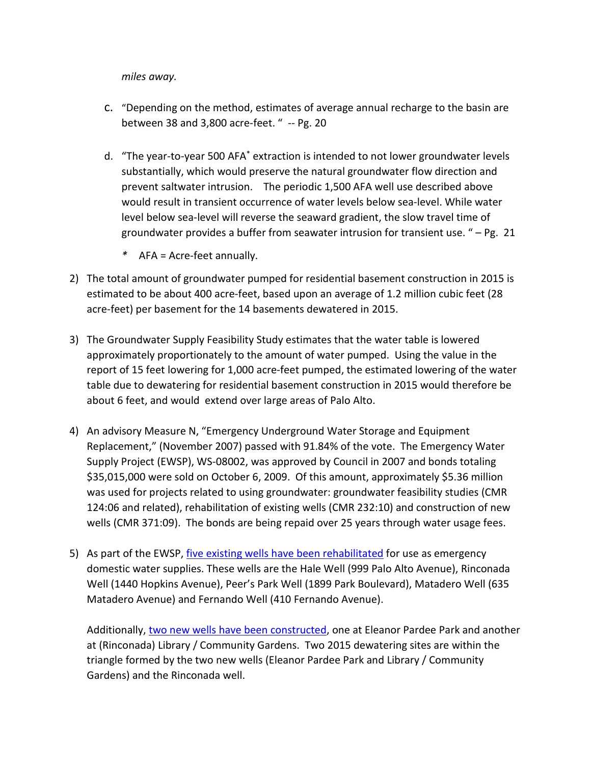*miles away.*

c. "Depending on the method, estimates of average annual recharge to the basin are between 38 and 3,800 acre-feet. " -- Pg. 20

d. "The year-to-year 500 AFA* extraction is intended to not lower groundwater levels substantially, which would preserve the natural groundwater flow direction and prevent saltwater intrusion. The periodic 1,500 AFA well use described above would result in transient occurrence of water levels below sea-level. While water level below sea-level will reverse the seaward gradient, the slow travel time of groundwater provides a buffer from seawater intrusion for transient use. " – Pg. 21

   \* AFA = Acre-feet annually.

2) The total amount of groundwater pumped for residential basement construction in 2015 is estimated to be about 400 acre-feet, based upon an average of 1.2 million cubic feet (28 acre-feet) per basement for the 14 basements dewatered in 2015.

3) The Groundwater Supply Feasibility Study estimates that the water table is lowered approximately proportionately to the amount of water pumped. Using the value in the report of 15 feet lowering for 1,000 acre-feet pumped, the estimated lowering of the water table due to dewatering for residential basement construction in 2015 would therefore be about 6 feet, and would extend over large areas of Palo Alto.

4) An advisory Measure N, "Emergency Underground Water Storage and Equipment Replacement," (November 2007) passed with 91.84% of the vote. The Emergency Water Supply Project (EWSP), WS-08002, was approved by Council in 2007 and bonds totaling $35,015,000 were sold on October 6, 2009. Of this amount, approximately $5.36 million was used for projects related to using groundwater: groundwater feasibility studies (CMR 124:06 and related), rehabilitation of existing wells (CMR 232:10) and construction of new wells (CMR 371:09). The bonds are being repaid over 25 years through water usage fees.

5) As part of the EWSP, five existing wells have been rehabilitated for use as emergency domestic water supplies. These wells are the Hale Well (999 Palo Alto Avenue), Rinconada Well (1440 Hopkins Avenue), Peer's Park Well (1899 Park Boulevard), Matadero Well (635 Matadero Avenue) and Fernando Well (410 Fernando Avenue).

   Additionally, two new wells have been constructed, one at Eleanor Pardee Park and another at (Rinconada) Library / Community Gardens. Two 2015 dewatering sites are within the triangle formed by the two new wells (Eleanor Pardee Park and Library / Community Gardens) and the Rinconada well.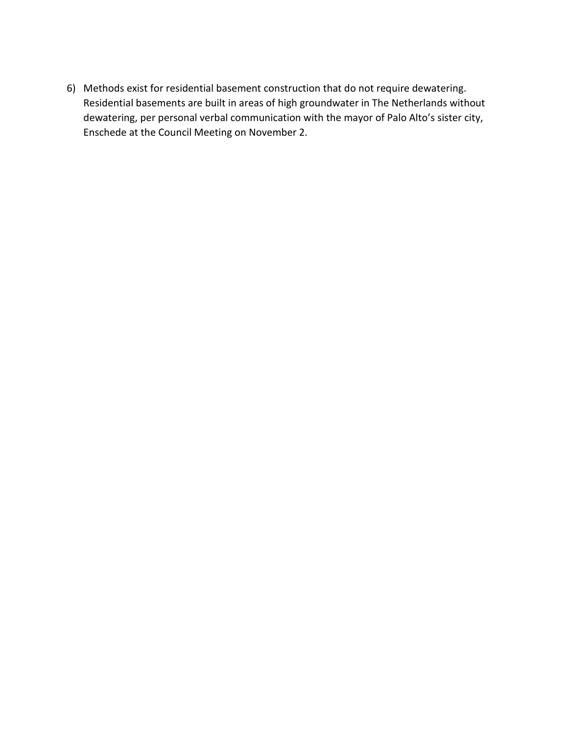6) Methods exist for residential basement construction that do not require dewatering. Residential basements are built in areas of high groundwater in The Netherlands without dewatering, per personal verbal communication with the mayor of Palo Alto's sister city, Enschede at the Council Meeting on November 2.